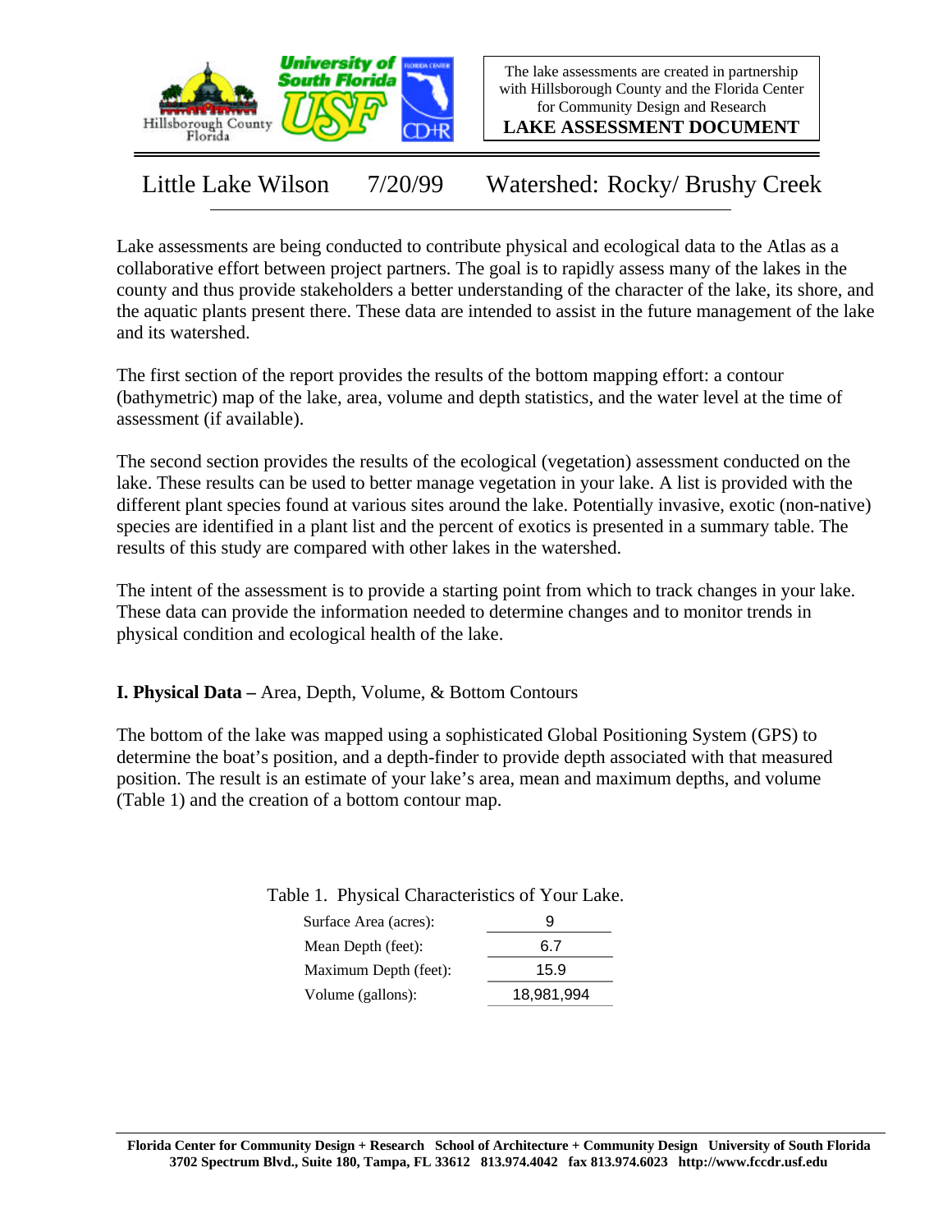The lake assessments are created in partnership with Hillsborough County and the Florida Center for Community Design and Research

**LAKE ASSESSMENT DOCUMENT**

# Little Lake Wilson 7/20/99 Watershed: Rocky/ Brushy Creek

Lake assessments are being conducted to contribute physical and ecological data to the Atlas as a collaborative effort between project partners. The goal is to rapidly assess many of the lakes in the county and thus provide stakeholders a better understanding of the character of the lake, its shore, and the aquatic plants present there. These data are intended to assist in the future management of the lake and its watershed.

The first section of the report provides the results of the bottom mapping effort: a contour (bathymetric) map of the lake, area, volume and depth statistics, and the water level at the time of assessment (if available).

The second section provides the results of the ecological (vegetation) assessment conducted on the lake. These results can be used to better manage vegetation in your lake. A list is provided with the different plant species found at various sites around the lake. Potentially invasive, exotic (non-native) species are identified in a plant list and the percent of exotics is presented in a summary table. The results of this study are compared with other lakes in the watershed.

The intent of the assessment is to provide a starting point from which to track changes in your lake. These data can provide the information needed to determine changes and to monitor trends in physical condition and ecological health of the lake.

## I. Physical Data – Area, Depth, Volume, & Bottom Contours

The bottom of the lake was mapped using a sophisticated Global Positioning System (GPS) to determine the boat's position, and a depth-finder to provide depth associated with that measured position. The result is an estimate of your lake's area, mean and maximum depths, and volume (Table 1) and the creation of a bottom contour map.

Table 1. Physical Characteristics of Your Lake.

| | |
|---|---|
| Surface Area (acres): | 9 |
| Mean Depth (feet): | 6.7 |
| Maximum Depth (feet): | 15.9 |
| Volume (gallons): | 18,981,994 |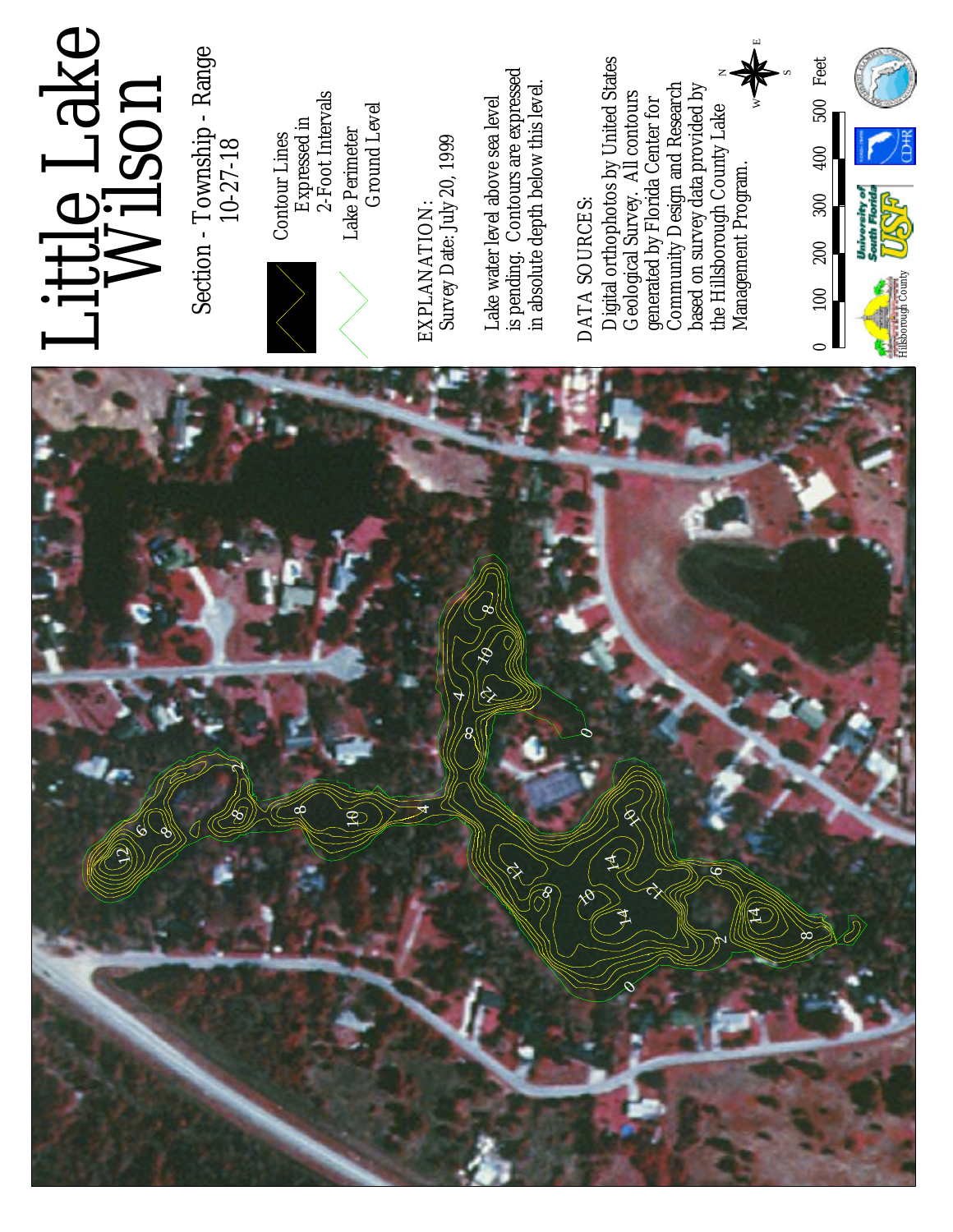# Little Lake Wilson

Section - Township - Range
10-27-18

Contour Lines
Expressed in
2-Foot Intervals

Lake Perimeter
Ground Level

EXPLANATION:
Survey Date: July 20, 1999

Lake water level above sea level is pending. Contours are expressed in absolute depth below this level.

DATA SOURCES:
Digital orthophotos by United States Geological Survey. All contours generated by Florida Center for Community Design and Research based on survey data provided by the Hillsborough County Lake Management Program.

0 100 200 300 400 500 Feet

Hillsborough County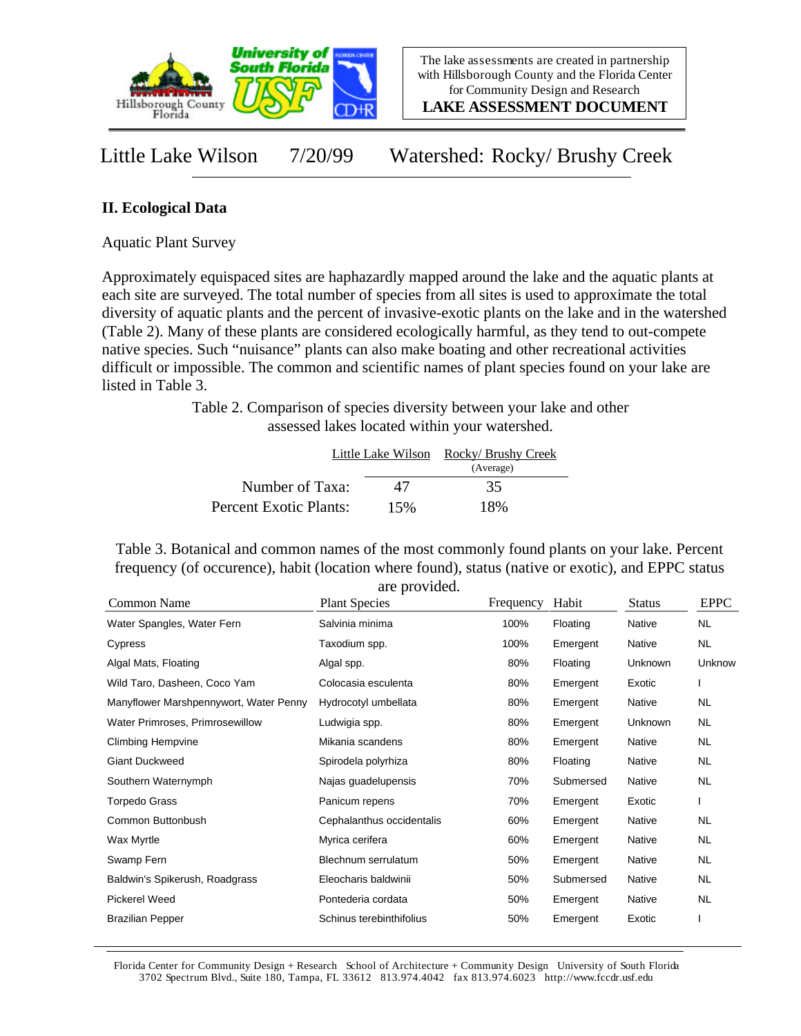The lake assessments are created in partnership with Hillsborough County and the Florida Center for Community Design and Research

**LAKE ASSESSMENT DOCUMENT**

# Little Lake Wilson 7/20/99 Watershed: Rocky/ Brushy Creek

## II. Ecological Data

Aquatic Plant Survey

Approximately equispaced sites are haphazardly mapped around the lake and the aquatic plants at each site are surveyed. The total number of species from all sites is used to approximate the total diversity of aquatic plants and the percent of invasive-exotic plants on the lake and in the watershed (Table 2). Many of these plants are considered ecologically harmful, as they tend to out-compete native species. Such "nuisance" plants can also make boating and other recreational activities difficult or impossible. The common and scientific names of plant species found on your lake are listed in Table 3.

Table 2. Comparison of species diversity between your lake and other assessed lakes located within your watershed.

| | Little Lake Wilson | Rocky/ Brushy Creek (Average) |
|---|---|---|
| Number of Taxa: | 47 | 35 |
| Percent Exotic Plants: | 15% | 18% |

Table 3. Botanical and common names of the most commonly found plants on your lake. Percent frequency (of occurence), habit (location where found), status (native or exotic), and EPPC status are provided.

| Common Name | Plant Species | Frequency | Habit | Status | EPPC |
|---|---|---|---|---|---|
| Water Spangles, Water Fern | Salvinia minima | 100% | Floating | Native | NL |
| Cypress | Taxodium spp. | 100% | Emergent | Native | NL |
| Algal Mats, Floating | Algal spp. | 80% | Floating | Unknown | Unknow |
| Wild Taro, Dasheen, Coco Yam | Colocasia esculenta | 80% | Emergent | Exotic | I |
| Manyflower Marshpennywort, Water Penny | Hydrocotyl umbellata | 80% | Emergent | Native | NL |
| Water Primroses, Primrosewillow | Ludwigia spp. | 80% | Emergent | Unknown | NL |
| Climbing Hempvine | Mikania scandens | 80% | Emergent | Native | NL |
| Giant Duckweed | Spirodela polyrhiza | 80% | Floating | Native | NL |
| Southern Waternymph | Najas guadelupensis | 70% | Submersed | Native | NL |
| Torpedo Grass | Panicum repens | 70% | Emergent | Exotic | I |
| Common Buttonbush | Cephalanthus occidentalis | 60% | Emergent | Native | NL |
| Wax Myrtle | Myrica cerifera | 60% | Emergent | Native | NL |
| Swamp Fern | Blechnum serrulatum | 50% | Emergent | Native | NL |
| Baldwin's Spikerush, Roadgrass | Eleocharis baldwinii | 50% | Submersed | Native | NL |
| Pickerel Weed | Pontederia cordata | 50% | Emergent | Native | NL |
| Brazilian Pepper | Schinus terebinthifolius | 50% | Emergent | Exotic | I |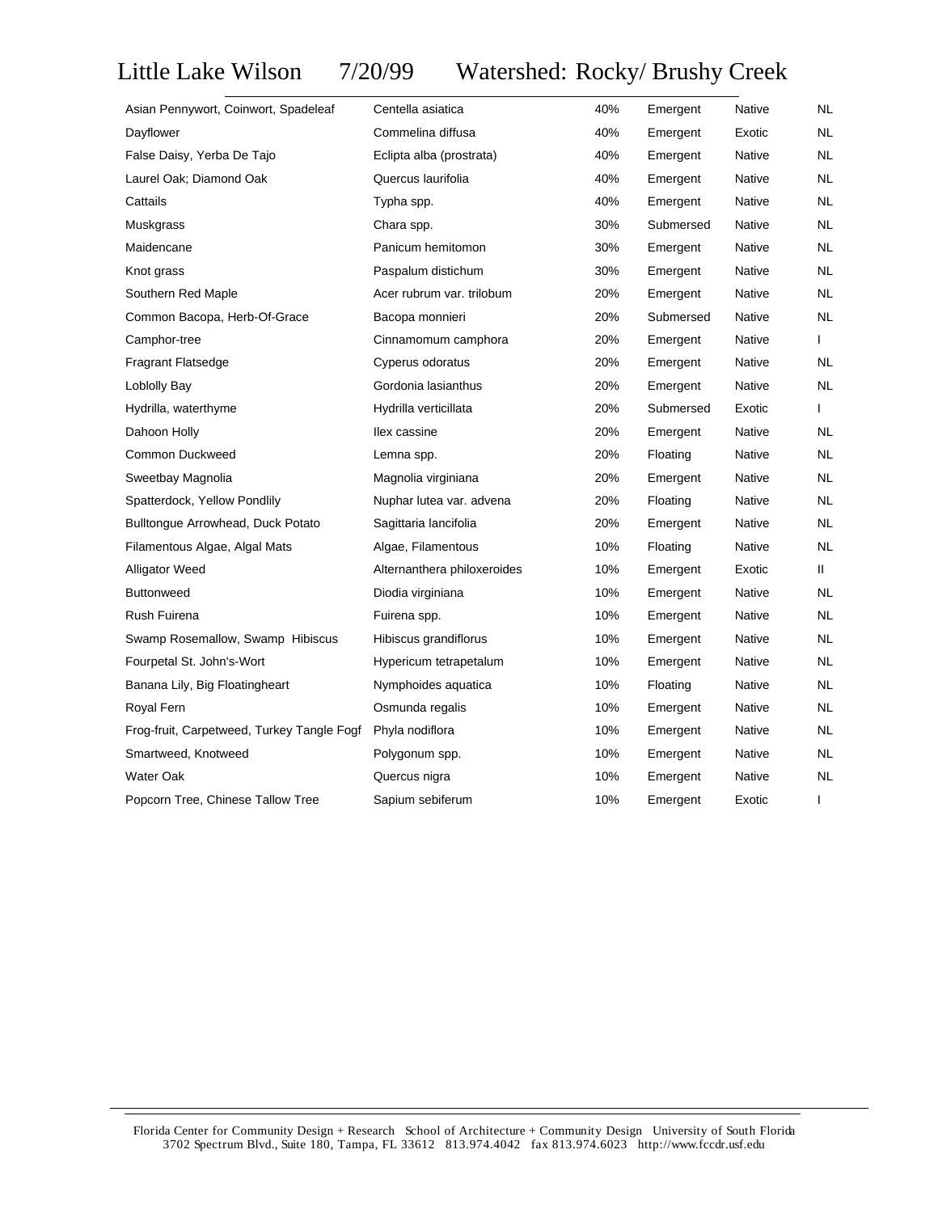# Little Lake Wilson 7/20/99 Watershed: Rocky/ Brushy Creek

| | | | | | |
|---|---|---|---|---|---|
| Asian Pennywort, Coinwort, Spadeleaf | Centella asiatica | 40% | Emergent | Native | NL |
| Dayflower | Commelina diffusa | 40% | Emergent | Exotic | NL |
| False Daisy, Yerba De Tajo | Eclipta alba (prostrata) | 40% | Emergent | Native | NL |
| Laurel Oak; Diamond Oak | Quercus laurifolia | 40% | Emergent | Native | NL |
| Cattails | Typha spp. | 40% | Emergent | Native | NL |
| Muskgrass | Chara spp. | 30% | Submersed | Native | NL |
| Maidencane | Panicum hemitomon | 30% | Emergent | Native | NL |
| Knot grass | Paspalum distichum | 30% | Emergent | Native | NL |
| Southern Red Maple | Acer rubrum var. trilobum | 20% | Emergent | Native | NL |
| Common Bacopa, Herb-Of-Grace | Bacopa monnieri | 20% | Submersed | Native | NL |
| Camphor-tree | Cinnamomum camphora | 20% | Emergent | Native | I |
| Fragrant Flatsedge | Cyperus odoratus | 20% | Emergent | Native | NL |
| Loblolly Bay | Gordonia lasianthus | 20% | Emergent | Native | NL |
| Hydrilla, waterthyme | Hydrilla verticillata | 20% | Submersed | Exotic | I |
| Dahoon Holly | Ilex cassine | 20% | Emergent | Native | NL |
| Common Duckweed | Lemna spp. | 20% | Floating | Native | NL |
| Sweetbay Magnolia | Magnolia virginiana | 20% | Emergent | Native | NL |
| Spatterdock, Yellow Pondlily | Nuphar lutea var. advena | 20% | Floating | Native | NL |
| Bulltongue Arrowhead, Duck Potato | Sagittaria lancifolia | 20% | Emergent | Native | NL |
| Filamentous Algae, Algal Mats | Algae, Filamentous | 10% | Floating | Native | NL |
| Alligator Weed | Alternanthera philoxeroides | 10% | Emergent | Exotic | II |
| Buttonweed | Diodia virginiana | 10% | Emergent | Native | NL |
| Rush Fuirena | Fuirena spp. | 10% | Emergent | Native | NL |
| Swamp Rosemallow, Swamp Hibiscus | Hibiscus grandiflorus | 10% | Emergent | Native | NL |
| Fourpetal St. John's-Wort | Hypericum tetrapetalum | 10% | Emergent | Native | NL |
| Banana Lily, Big Floatingheart | Nymphoides aquatica | 10% | Floating | Native | NL |
| Royal Fern | Osmunda regalis | 10% | Emergent | Native | NL |
| Frog-fruit, Carpetweed, Turkey Tangle Fogf | Phyla nodiflora | 10% | Emergent | Native | NL |
| Smartweed, Knotweed | Polygonum spp. | 10% | Emergent | Native | NL |
| Water Oak | Quercus nigra | 10% | Emergent | Native | NL |
| Popcorn Tree, Chinese Tallow Tree | Sapium sebiferum | 10% | Emergent | Exotic | I |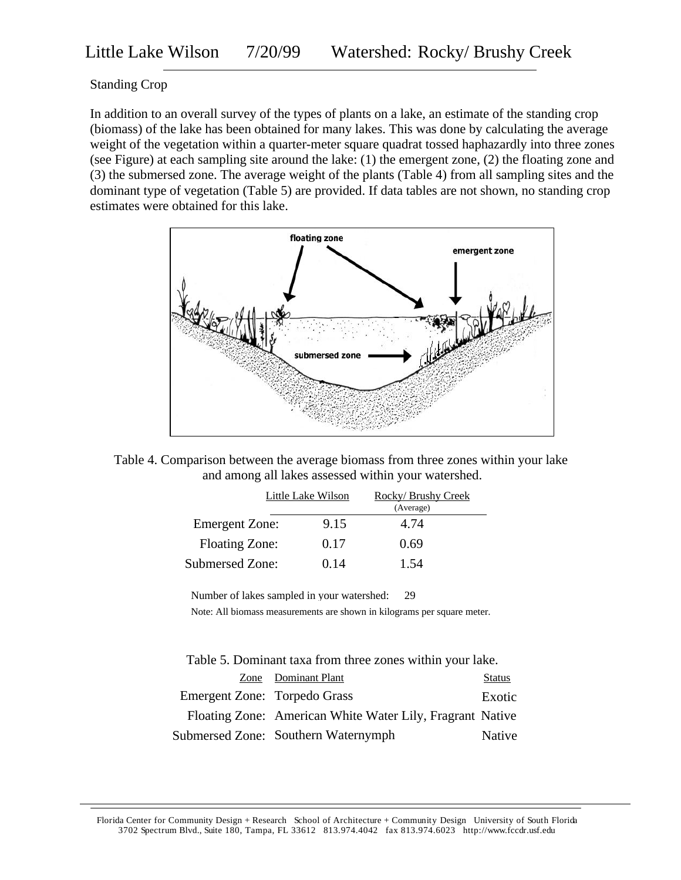Little Lake Wilson 7/20/99 Watershed: Rocky/ Brushy Creek

Standing Crop

In addition to an overall survey of the types of plants on a lake, an estimate of the standing crop (biomass) of the lake has been obtained for many lakes. This was done by calculating the average weight of the vegetation within a quarter-meter square quadrat tossed haphazardly into three zones (see Figure) at each sampling site around the lake: (1) the emergent zone, (2) the floating zone and (3) the submersed zone. The average weight of the plants (Table 4) from all sampling sites and the dominant type of vegetation (Table 5) are provided. If data tables are not shown, no standing crop estimates were obtained for this lake.

floating zone

emergent zone

submersed zone

Table 4. Comparison between the average biomass from three zones within your lake and among all lakes assessed within your watershed.

| | Little Lake Wilson | Rocky/ Brushy Creek (Average) |
|---|---|---|
| Emergent Zone: | 9.15 | 4.74 |
| Floating Zone: | 0.17 | 0.69 |
| Submersed Zone: | 0.14 | 1.54 |

Number of lakes sampled in your watershed: 29

Note: All biomass measurements are shown in kilograms per square meter.

Table 5. Dominant taxa from three zones within your lake.

| Zone | Dominant Plant | Status |
|---|---|---|
| Emergent Zone: | Torpedo Grass | Exotic |
| Floating Zone: | American White Water Lily, Fragrant | Native |
| Submersed Zone: | Southern Waternymph | Native |

Florida Center for Community Design + Research School of Architecture + Community Design University of South Florida 3702 Spectrum Blvd., Suite 180, Tampa, FL 33612 813.974.4042 fax 813.974.6023 http://www.fccdr.usf.edu